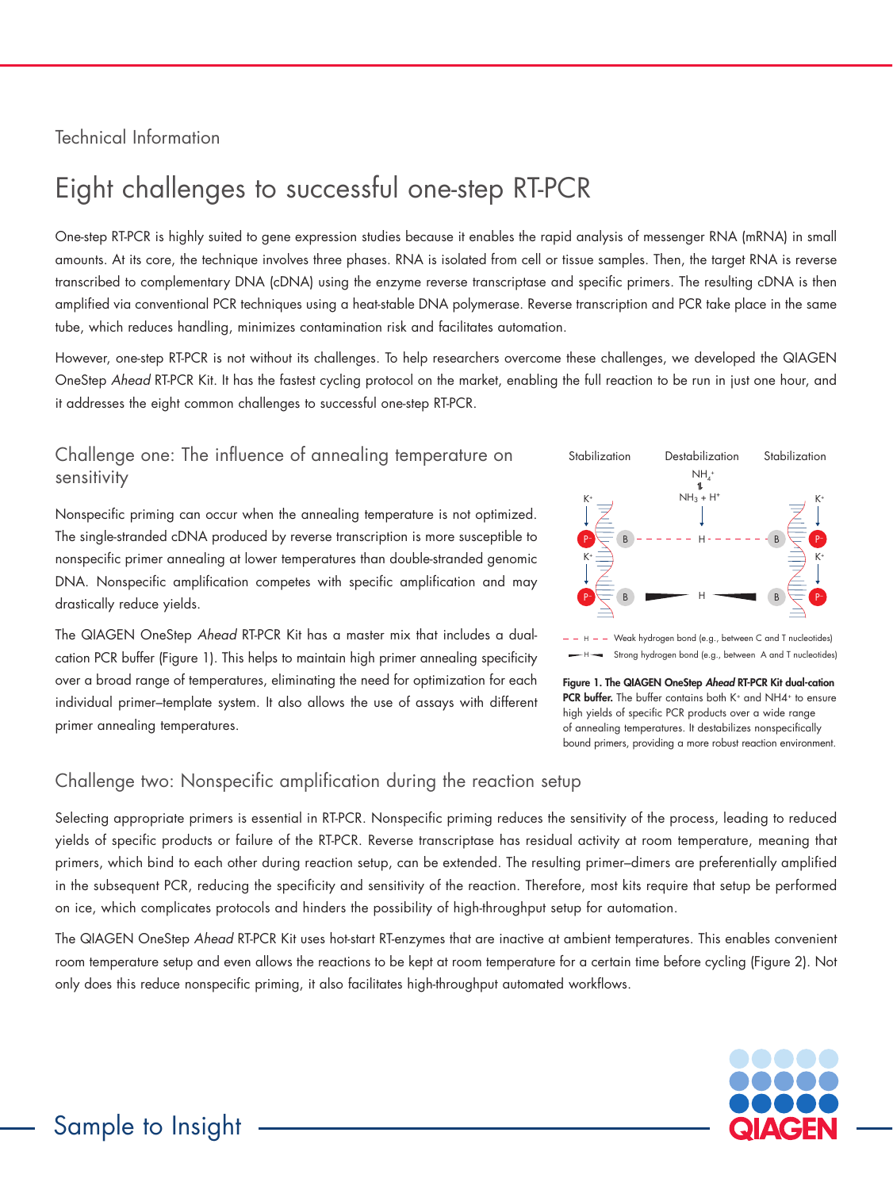Technical Information

# Eight challenges to successful one-step RT-PCR

One-step RT-PCR is highly suited to gene expression studies because it enables the rapid analysis of messenger RNA (mRNA) in small amounts. At its core, the technique involves three phases. RNA is isolated from cell or tissue samples. Then, the target RNA is reverse transcribed to complementary DNA (cDNA) using the enzyme reverse transcriptase and specific primers. The resulting cDNA is then amplified via conventional PCR techniques using a heat-stable DNA polymerase. Reverse transcription and PCR take place in the same tube, which reduces handling, minimizes contamination risk and facilitates automation.

However, one-step RT-PCR is not without its challenges. To help researchers overcome these challenges, we developed the QIAGEN OneStep *Ahead* RT-PCR Kit. It has the fastest cycling protocol on the market, enabling the full reaction to be run in just one hour, and it addresses the eight common challenges to successful one-step RT-PCR.

## Challenge one: The influence of annealing temperature on sensitivity

Nonspecific priming can occur when the annealing temperature is not optimized. The single-stranded cDNA produced by reverse transcription is more susceptible to nonspecific primer annealing at lower temperatures than double-stranded genomic DNA. Nonspecific amplification competes with specific amplification and may drastically reduce yields.

The QIAGEN OneStep *Ahead* RT-PCR Kit has a master mix that includes a dual-cation PCR buffer (Figure 1). This helps to maintain high primer annealing specificity over a broad range of temperatures, eliminating the need for optimization for each individual primer–template system. It also allows the use of assays with different primer annealing temperatures.

Stabilization — Destabilization — Stabilization

$NH_4^+ \rightleftharpoons NH_3 + H^+$

$K^+$ — $P^-$ — B — H — B — $P^-$ — $K^+$

– – H – – Weak hydrogen bond (e.g., between C and T nucleotides)

—H— Strong hydrogen bond (e.g., between A and T nucleotides)

**Figure 1. The QIAGEN OneStep *Ahead* RT-PCR Kit dual-cation PCR buffer.** The buffer contains both $K^+$ and $NH_4^+$ to ensure high yields of specific PCR products over a wide range of annealing temperatures. It destabilizes nonspecifically bound primers, providing a more robust reaction environment.

## Challenge two: Nonspecific amplification during the reaction setup

Selecting appropriate primers is essential in RT-PCR. Nonspecific priming reduces the sensitivity of the process, leading to reduced yields of specific products or failure of the RT-PCR. Reverse transcriptase has residual activity at room temperature, meaning that primers, which bind to each other during reaction setup, can be extended. The resulting primer–dimers are preferentially amplified in the subsequent PCR, reducing the specificity and sensitivity of the reaction. Therefore, most kits require that setup be performed on ice, which complicates protocols and hinders the possibility of high-throughput setup for automation.

The QIAGEN OneStep *Ahead* RT-PCR Kit uses hot-start RT-enzymes that are inactive at ambient temperatures. This enables convenient room temperature setup and even allows the reactions to be kept at room temperature for a certain time before cycling (Figure 2). Not only does this reduce nonspecific priming, it also facilitates high-throughput automated workflows.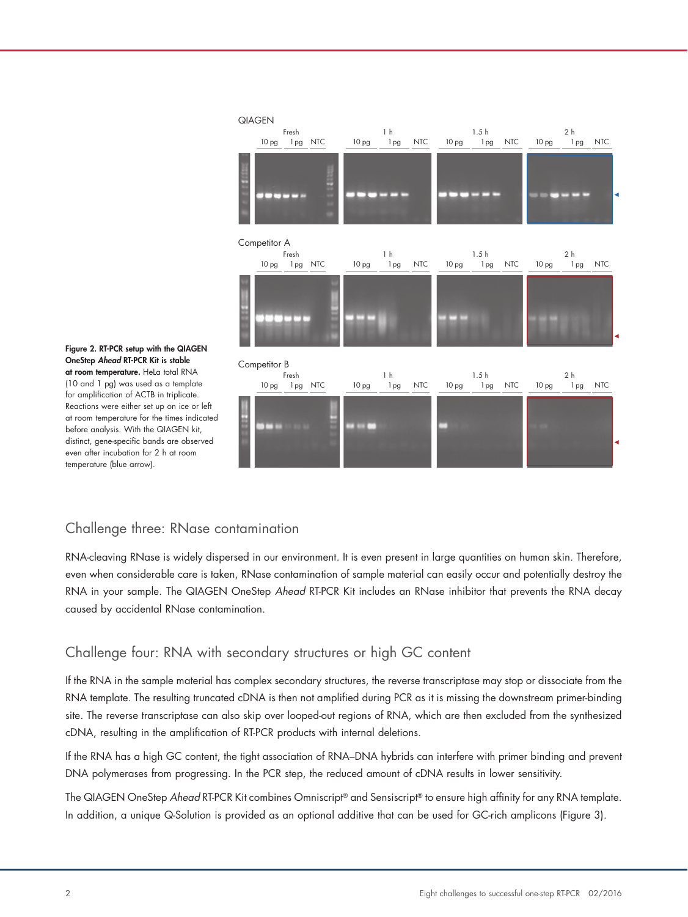**Figure 2. RT-PCR setup with the QIAGEN OneStep *Ahead* RT-PCR Kit is stable at room temperature.** HeLa total RNA (10 and 1 pg) was used as a template for amplification of ACTB in triplicate. Reactions were either set up on ice or left at room temperature for the times indicated before analysis. With the QIAGEN kit, distinct, gene-specific bands are observed even after incubation for 2 h at room temperature (blue arrow).

## Challenge three: RNase contamination

RNA-cleaving RNase is widely dispersed in our environment. It is even present in large quantities on human skin. Therefore, even when considerable care is taken, RNase contamination of sample material can easily occur and potentially destroy the RNA in your sample. The QIAGEN OneStep *Ahead* RT-PCR Kit includes an RNase inhibitor that prevents the RNA decay caused by accidental RNase contamination.

## Challenge four: RNA with secondary structures or high GC content

If the RNA in the sample material has complex secondary structures, the reverse transcriptase may stop or dissociate from the RNA template. The resulting truncated cDNA is then not amplified during PCR as it is missing the downstream primer-binding site. The reverse transcriptase can also skip over looped-out regions of RNA, which are then excluded from the synthesized cDNA, resulting in the amplification of RT-PCR products with internal deletions.

If the RNA has a high GC content, the tight association of RNA–DNA hybrids can interfere with primer binding and prevent DNA polymerases from progressing. In the PCR step, the reduced amount of cDNA results in lower sensitivity.

The QIAGEN OneStep *Ahead* RT-PCR Kit combines Omniscript® and Sensiscript® to ensure high affinity for any RNA template. In addition, a unique Q-Solution is provided as an optional additive that can be used for GC-rich amplicons (Figure 3).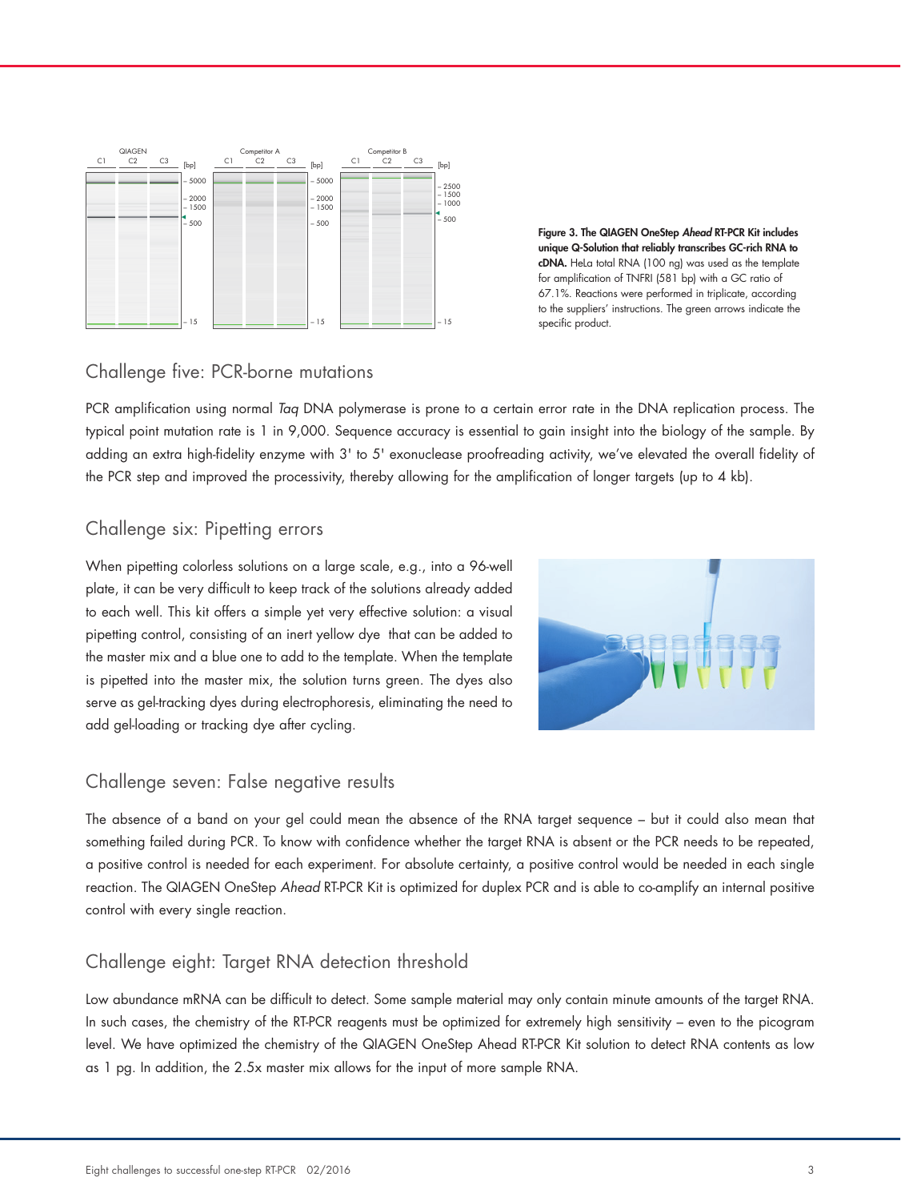**Figure 3. The QIAGEN OneStep *Ahead* RT-PCR Kit includes unique Q-Solution that reliably transcribes GC-rich RNA to cDNA.** HeLa total RNA (100 ng) was used as the template for amplification of TNFRI (581 bp) with a GC ratio of 67.1%. Reactions were performed in triplicate, according to the suppliers' instructions. The green arrows indicate the specific product.

## Challenge five: PCR-borne mutations

PCR amplification using normal *Taq* DNA polymerase is prone to a certain error rate in the DNA replication process. The typical point mutation rate is 1 in 9,000. Sequence accuracy is essential to gain insight into the biology of the sample. By adding an extra high-fidelity enzyme with 3' to 5' exonuclease proofreading activity, we've elevated the overall fidelity of the PCR step and improved the processivity, thereby allowing for the amplification of longer targets (up to 4 kb).

## Challenge six: Pipetting errors

When pipetting colorless solutions on a large scale, e.g., into a 96-well plate, it can be very difficult to keep track of the solutions already added to each well. This kit offers a simple yet very effective solution: a visual pipetting control, consisting of an inert yellow dye that can be added to the master mix and a blue one to add to the template. When the template is pipetted into the master mix, the solution turns green. The dyes also serve as gel-tracking dyes during electrophoresis, eliminating the need to add gel-loading or tracking dye after cycling.

## Challenge seven: False negative results

The absence of a band on your gel could mean the absence of the RNA target sequence – but it could also mean that something failed during PCR. To know with confidence whether the target RNA is absent or the PCR needs to be repeated, a positive control is needed for each experiment. For absolute certainty, a positive control would be needed in each single reaction. The QIAGEN OneStep *Ahead* RT-PCR Kit is optimized for duplex PCR and is able to co-amplify an internal positive control with every single reaction.

## Challenge eight: Target RNA detection threshold

Low abundance mRNA can be difficult to detect. Some sample material may only contain minute amounts of the target RNA. In such cases, the chemistry of the RT-PCR reagents must be optimized for extremely high sensitivity – even to the picogram level. We have optimized the chemistry of the QIAGEN OneStep Ahead RT-PCR Kit solution to detect RNA contents as low as 1 pg. In addition, the 2.5x master mix allows for the input of more sample RNA.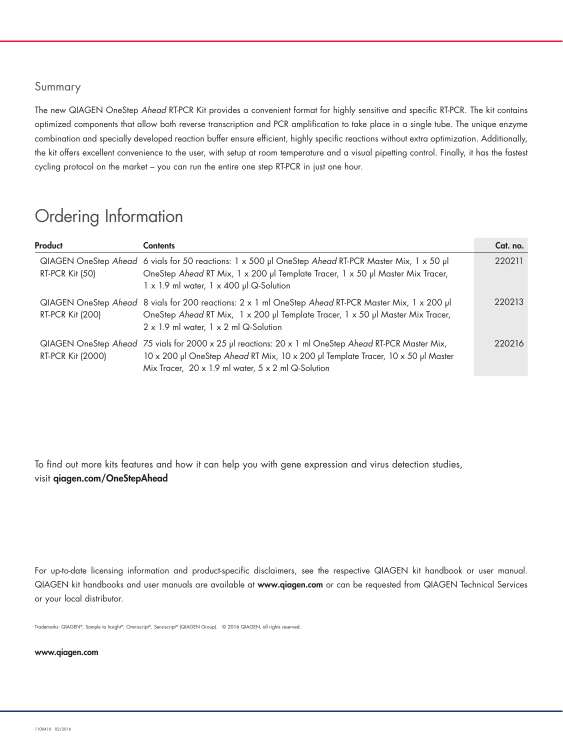## Summary

The new QIAGEN OneStep *Ahead* RT-PCR Kit provides a convenient format for highly sensitive and specific RT-PCR. The kit contains optimized components that allow both reverse transcription and PCR amplification to take place in a single tube. The unique enzyme combination and specially developed reaction buffer ensure efficient, highly specific reactions without extra optimization. Additionally, the kit offers excellent convenience to the user, with setup at room temperature and a visual pipetting control. Finally, it has the fastest cycling protocol on the market – you can run the entire one step RT-PCR in just one hour.

# Ordering Information

| Product | Contents | Cat. no. |
|---|---|---|
| QIAGEN OneStep *Ahead* RT-PCR Kit (50) | 6 vials for 50 reactions: 1 x 500 µl OneStep *Ahead* RT-PCR Master Mix, 1 x 50 µl OneStep *Ahead* RT Mix, 1 x 200 µl Template Tracer, 1 x 50 µl Master Mix Tracer, 1 x 1.9 ml water, 1 x 400 µl Q-Solution | 220211 |
| QIAGEN OneStep *Ahead* RT-PCR Kit (200) | 8 vials for 200 reactions: 2 x 1 ml OneStep *Ahead* RT-PCR Master Mix, 1 x 200 µl OneStep *Ahead* RT Mix, 1 x 200 µl Template Tracer, 1 x 50 µl Master Mix Tracer, 2 x 1.9 ml water, 1 x 2 ml Q-Solution | 220213 |
| QIAGEN OneStep *Ahead* RT-PCR Kit (2000) | 75 vials for 2000 x 25 µl reactions: 20 x 1 ml OneStep *Ahead* RT-PCR Master Mix, 10 x 200 µl OneStep *Ahead* RT Mix, 10 x 200 µl Template Tracer, 10 x 50 µl Master Mix Tracer, 20 x 1.9 ml water, 5 x 2 ml Q-Solution | 220216 |

To find out more kits features and how it can help you with gene expression and virus detection studies, visit **qiagen.com/OneStepAhead**

For up-to-date licensing information and product-specific disclaimers, see the respective QIAGEN kit handbook or user manual. QIAGEN kit handbooks and user manuals are available at **www.qiagen.com** or can be requested from QIAGEN Technical Services or your local distributor.

Trademarks: QIAGEN®, Sample to Insight®, Omniscript®, Sensiscript® (QIAGEN Group). © 2016 QIAGEN, all rights reserved.

**www.qiagen.com**

1100410 02/2016